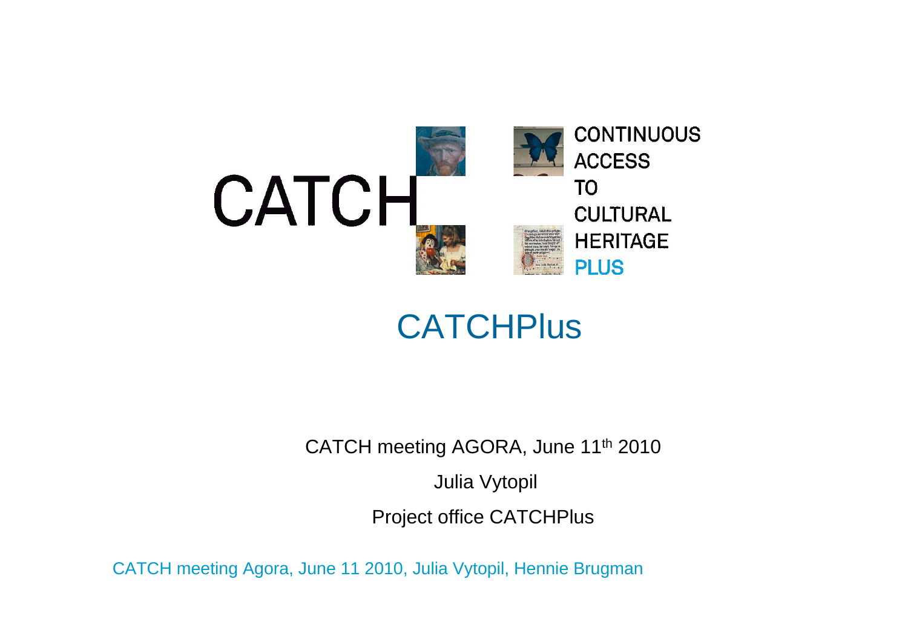CATCH

CONTINUOUS ACCESS TO CULTURAL HERITAGE PLUS

# CATCHPlus

CATCH meeting AGORA, June 11th 2010

Julia Vytopil

Project office CATCHPlus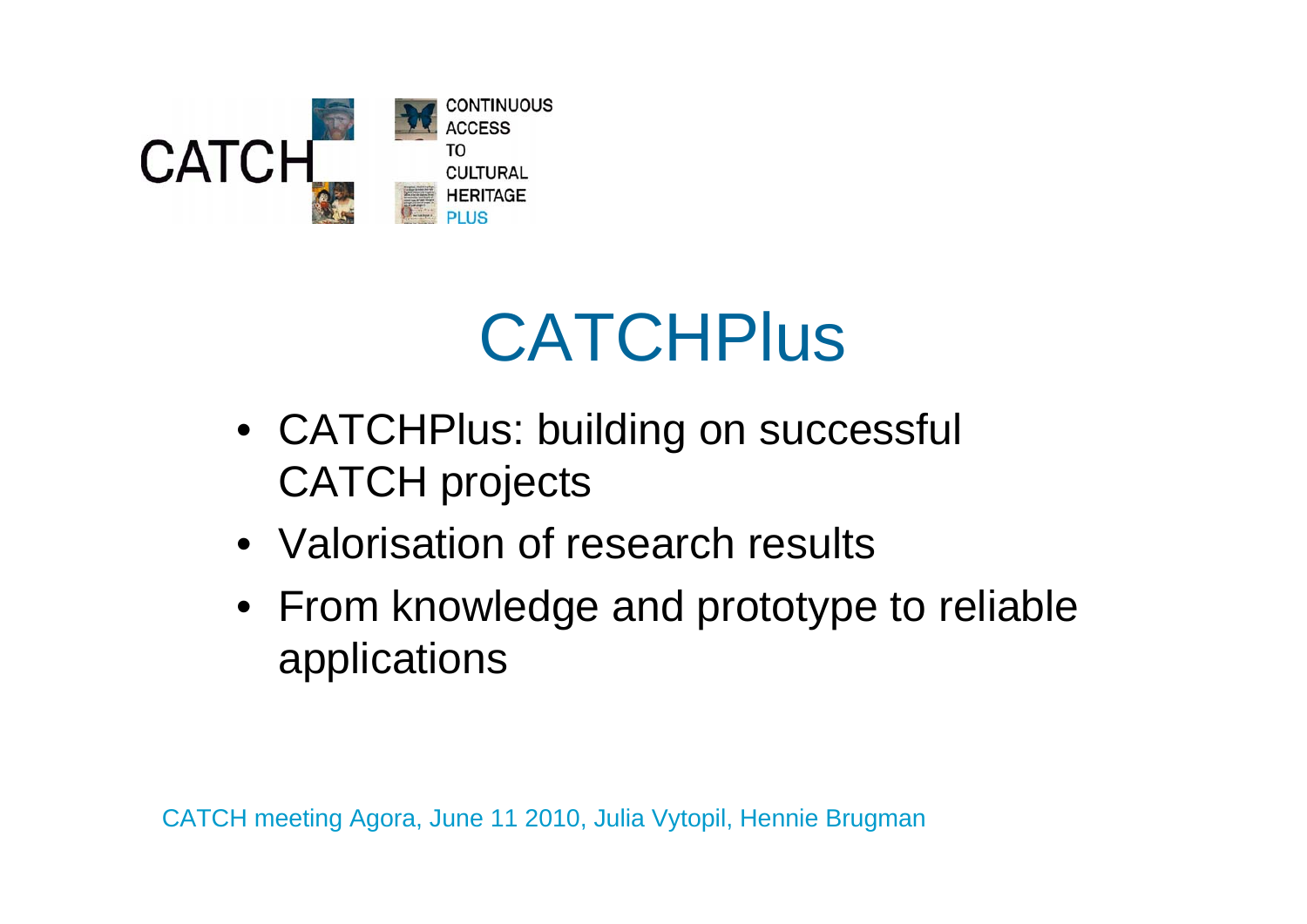CATCH

CONTINUOUS ACCESS TO CULTURAL HERITAGE PLUS

# CATCHPlus

- CATCHPlus: building on successful CATCH projects
- Valorisation of research results
- From knowledge and prototype to reliable applications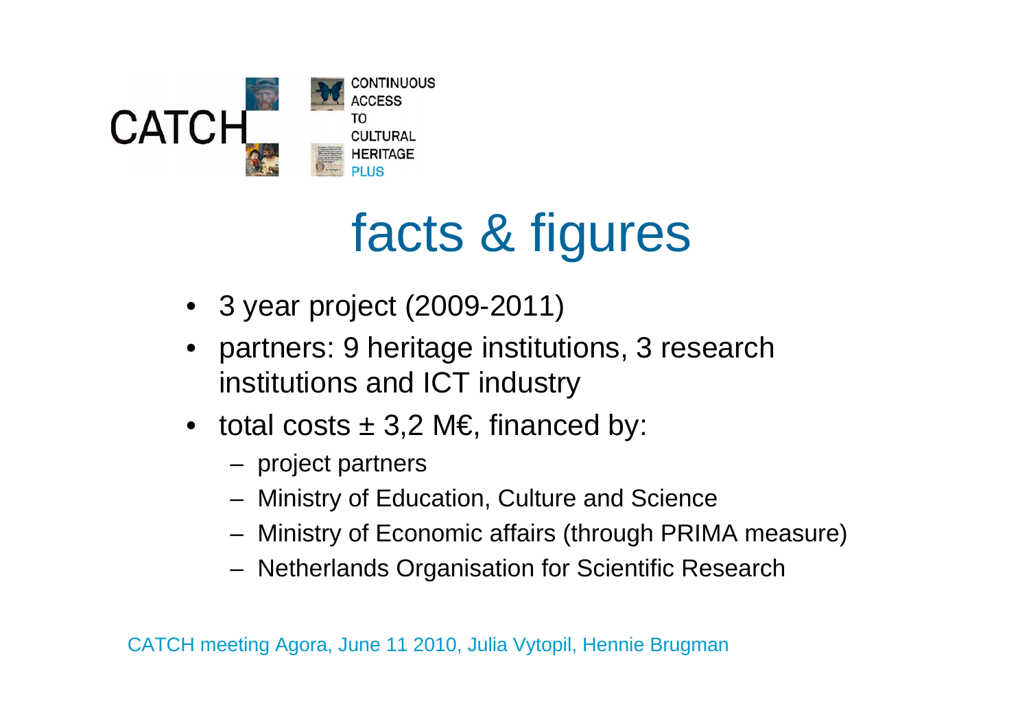CATCH CONTINUOUS ACCESS TO CULTURAL HERITAGE PLUS

# facts & figures

- 3 year project (2009-2011)
- partners: 9 heritage institutions, 3 research institutions and ICT industry
- total costs ± 3,2 M€, financed by:
  - project partners
  - Ministry of Education, Culture and Science
  - Ministry of Economic affairs (through PRIMA measure)
  - Netherlands Organisation for Scientific Research

CATCH meeting Agora, June 11 2010, Julia Vytopil, Hennie Brugman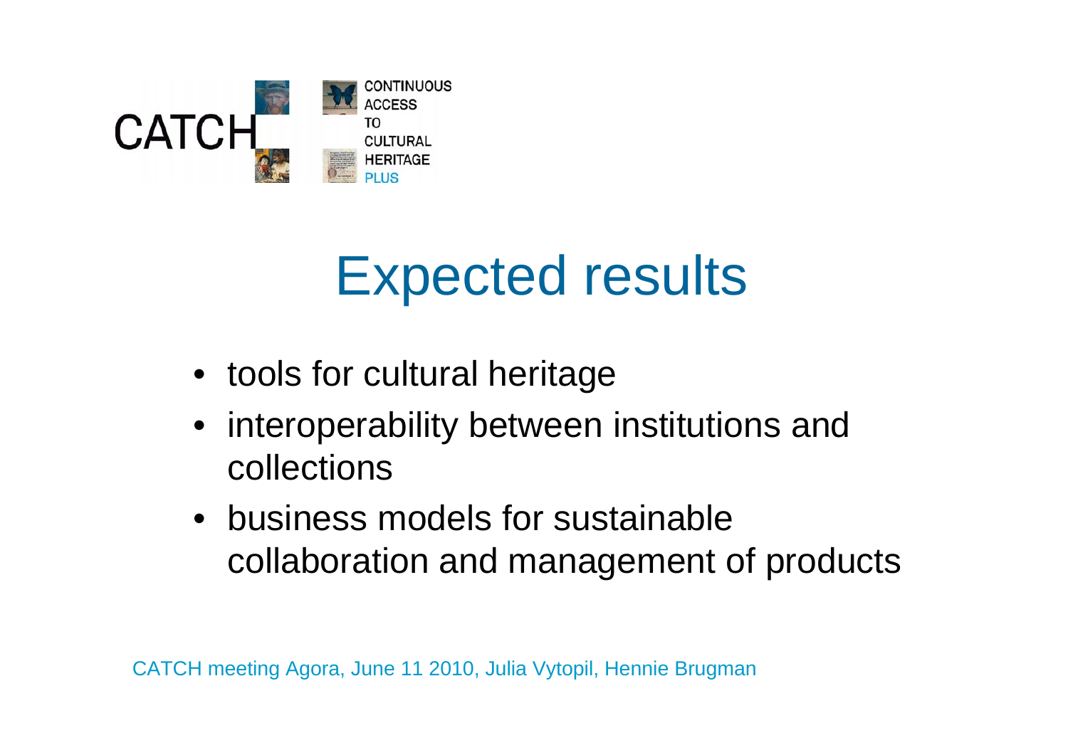# Expected results

- tools for cultural heritage
- interoperability between institutions and collections
- business models for sustainable collaboration and management of products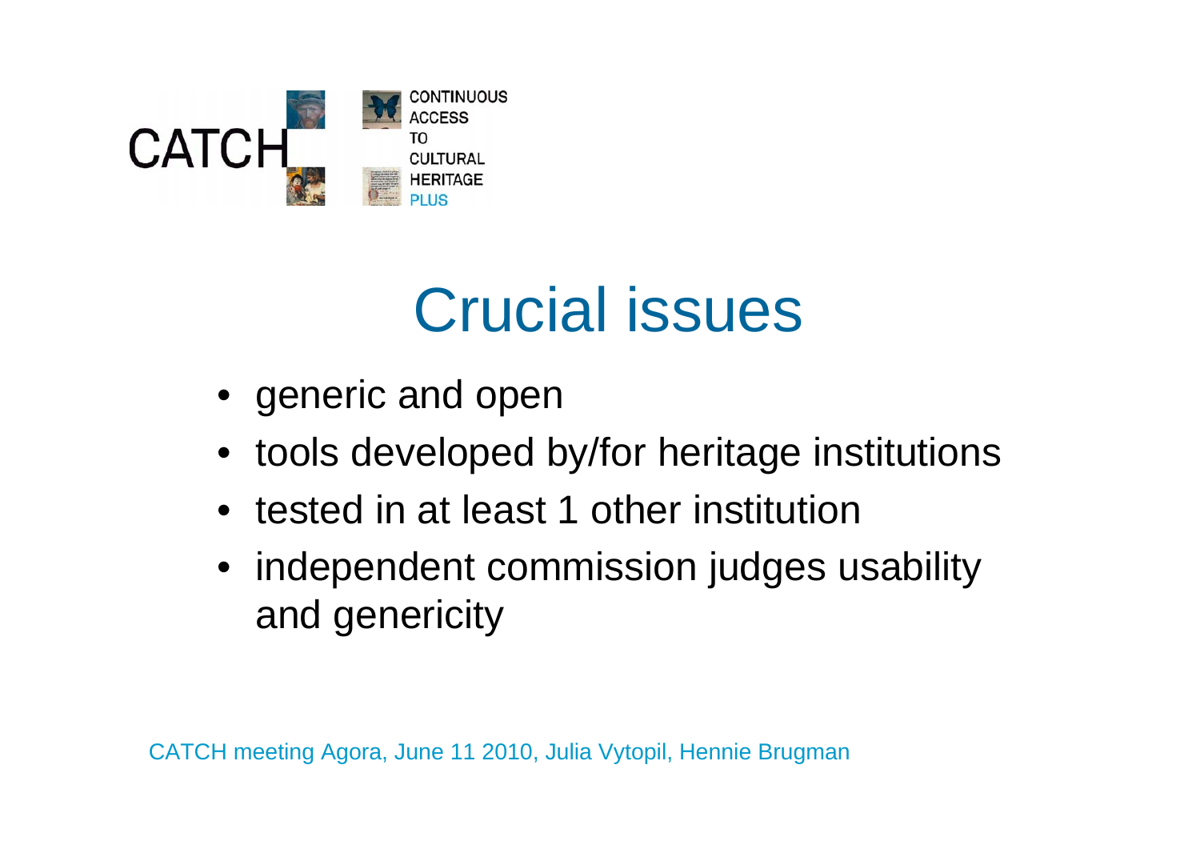CATCH CONTINUOUS ACCESS TO CULTURAL HERITAGE PLUS

# Crucial issues

- generic and open
- tools developed by/for heritage institutions
- tested in at least 1 other institution
- independent commission judges usability and genericity

CATCH meeting Agora, June 11 2010, Julia Vytopil, Hennie Brugman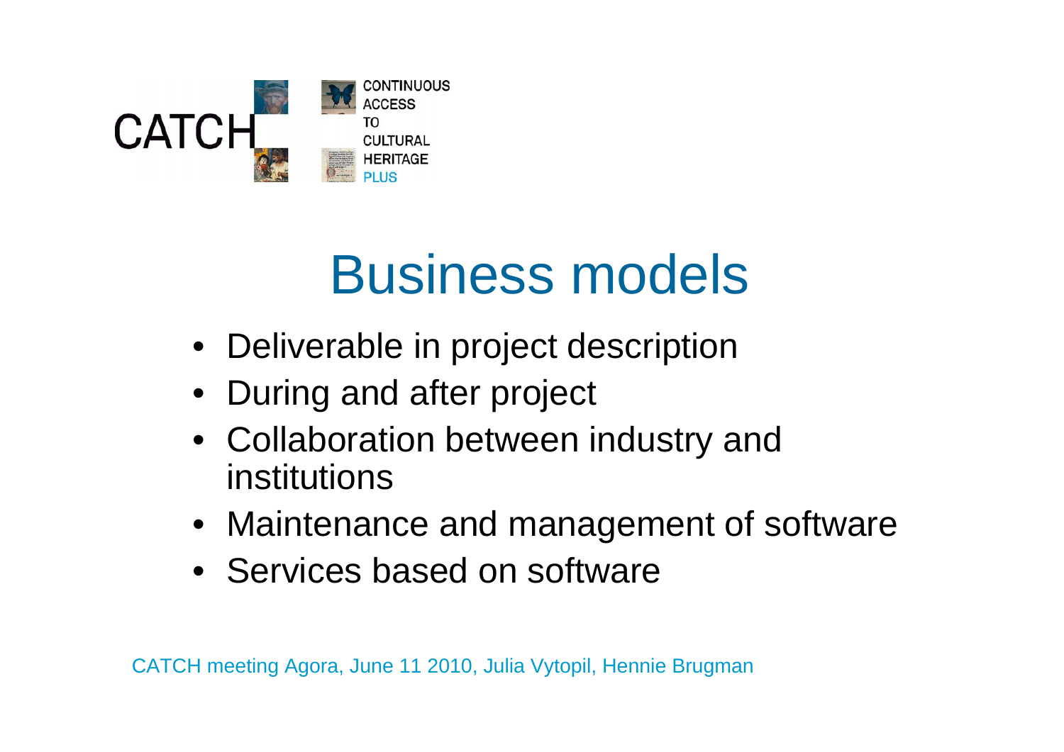CATCH CONTINUOUS ACCESS TO CULTURAL HERITAGE PLUS

# Business models

- Deliverable in project description
- During and after project
- Collaboration between industry and institutions
- Maintenance and management of software
- Services based on software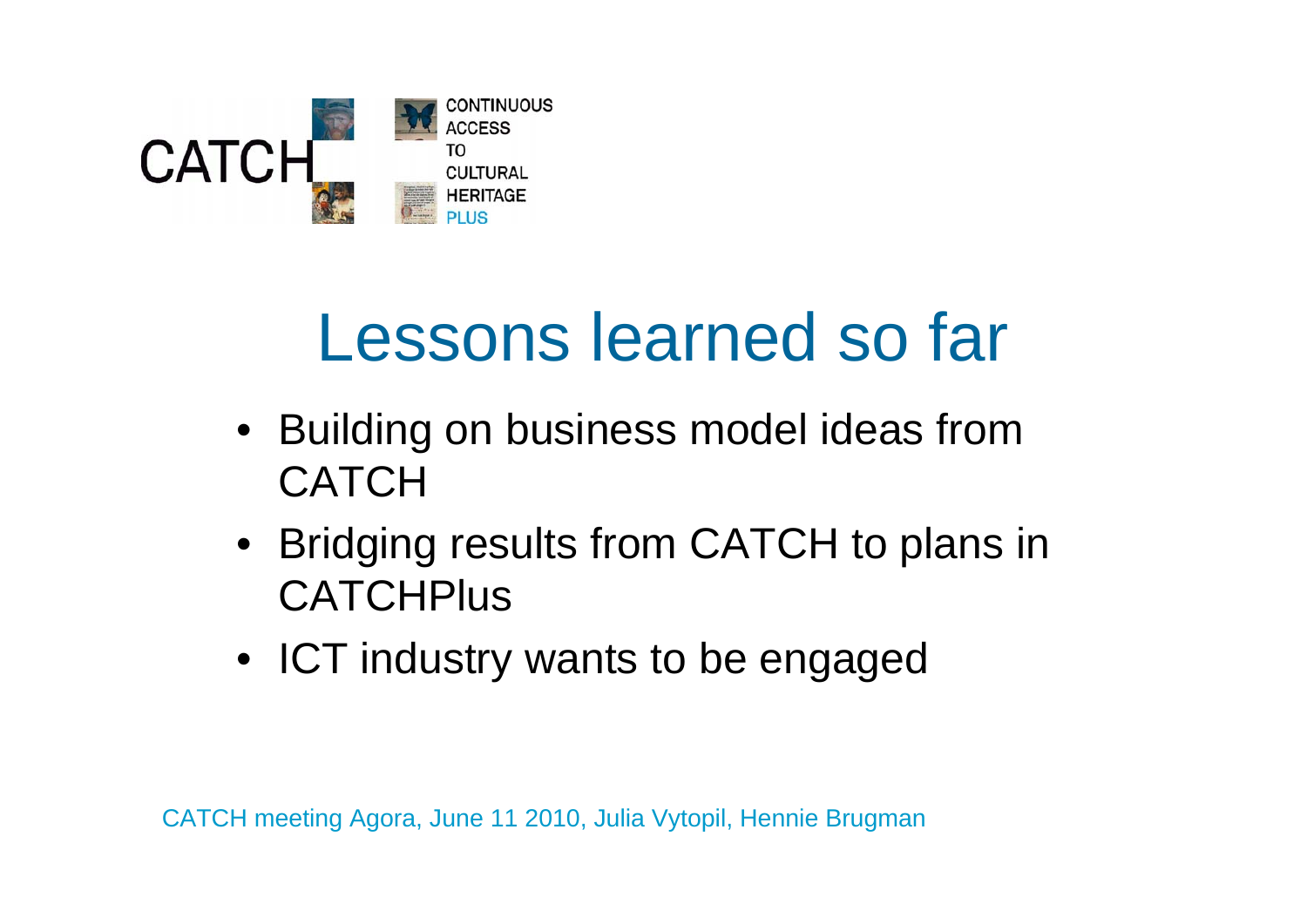# Lessons learned so far

- Building on business model ideas from CATCH
- Bridging results from CATCH to plans in CATCHPlus
- ICT industry wants to be engaged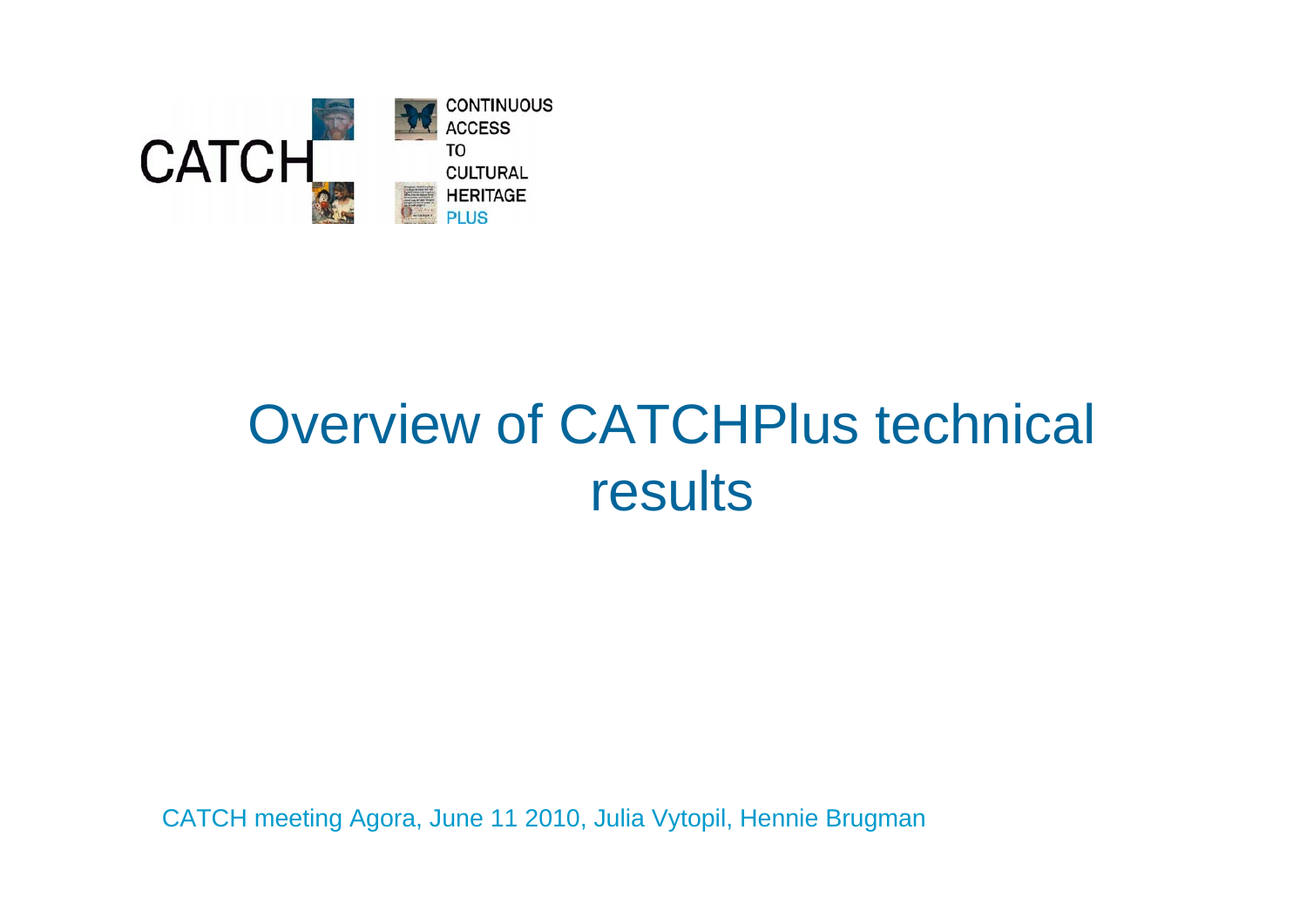CATCH

CONTINUOUS
ACCESS
TO
CULTURAL
HERITAGE
PLUS

# Overview of CATCHPlus technical results

CATCH meeting Agora, June 11 2010, Julia Vytopil, Hennie Brugman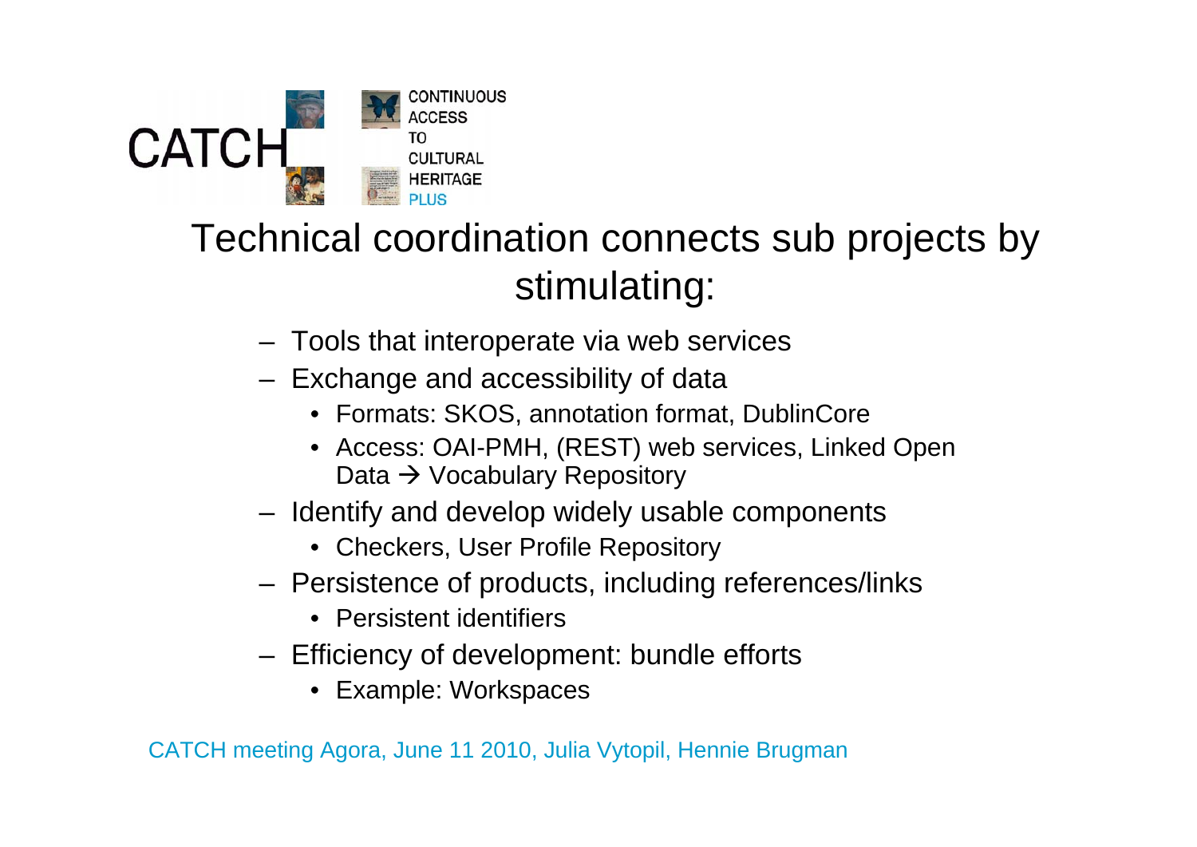CATCH CONTINUOUS ACCESS TO CULTURAL HERITAGE PLUS

# Technical coordination connects sub projects by stimulating:

- Tools that interoperate via web services
- Exchange and accessibility of data
  - Formats: SKOS, annotation format, DublinCore
  - Access: OAI-PMH, (REST) web services, Linked Open Data → Vocabulary Repository
- Identify and develop widely usable components
  - Checkers, User Profile Repository
- Persistence of products, including references/links
  - Persistent identifiers
- Efficiency of development: bundle efforts
  - Example: Workspaces

CATCH meeting Agora, June 11 2010, Julia Vytopil, Hennie Brugman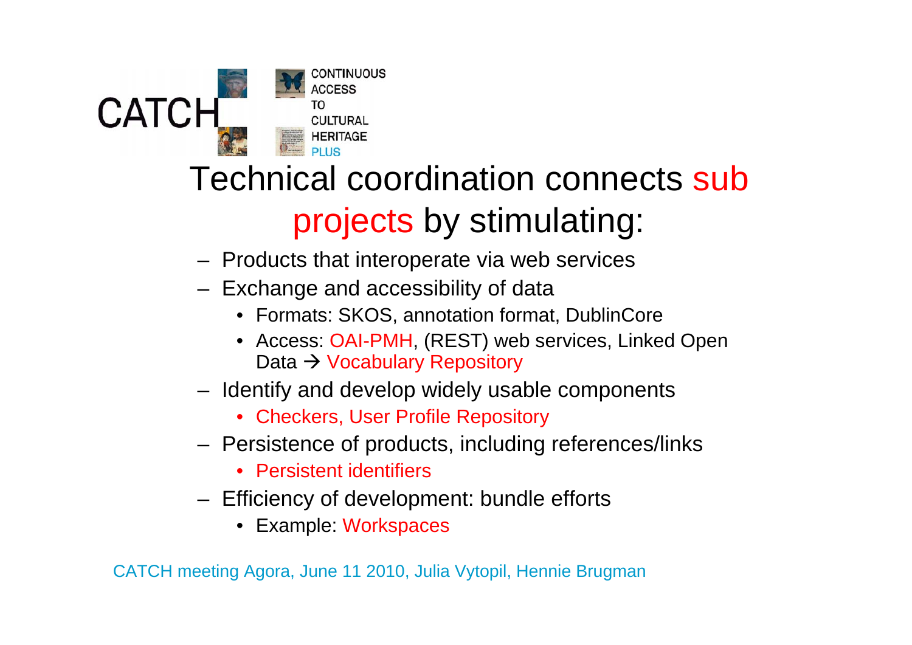CATCH CONTINUOUS ACCESS TO CULTURAL HERITAGE PLUS

# Technical coordination connects sub projects by stimulating:

- Products that interoperate via web services
- Exchange and accessibility of data
  - Formats: SKOS, annotation format, DublinCore
  - Access: OAI-PMH, (REST) web services, Linked Open Data → Vocabulary Repository
- Identify and develop widely usable components
  - Checkers, User Profile Repository
- Persistence of products, including references/links
  - Persistent identifiers
- Efficiency of development: bundle efforts
  - Example: Workspaces

CATCH meeting Agora, June 11 2010, Julia Vytopil, Hennie Brugman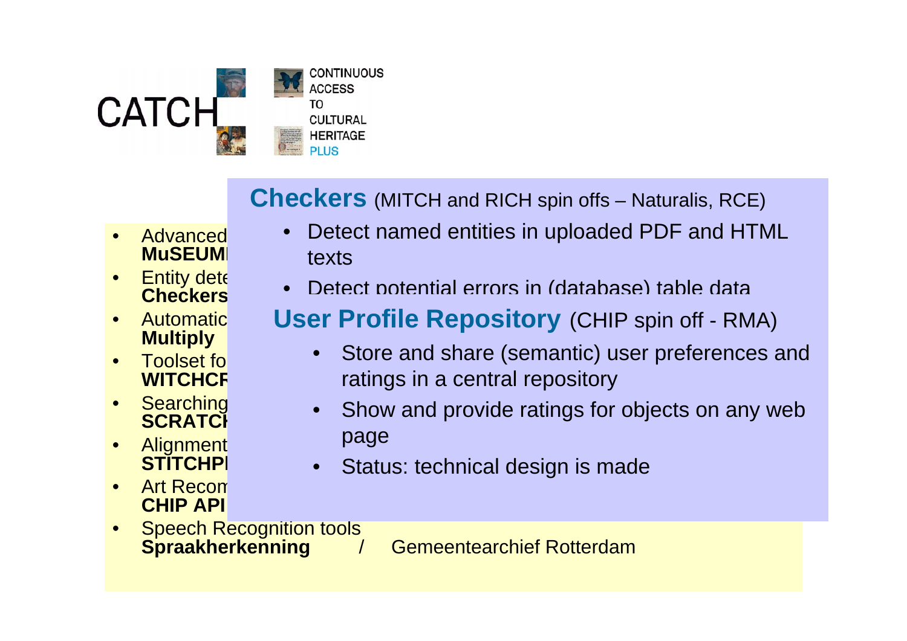CATCH

CONTINUOUS ACCESS TO CULTURAL HERITAGE PLUS

## Checkers (MITCH and RICH spin offs – Naturalis, RCE)

- Detect named entities in uploaded PDF and HTML texts
- Detect potential errors in (database) table data

## User Profile Repository (CHIP spin off - RMA)

- Store and share (semantic) user preferences and ratings in a central repository
- Show and provide ratings for objects on any web page
- Status: technical design is made

---

- Advanced **MuSEUM**
- Entity dete **Checkers**
- Automatic **Multiply**
- Toolset fo **WITCHCR**
- Searching **SCRATCH**
- Alignment **STITCHP**
- Art Recom **CHIP API**
- Speech Recognition tools **Spraakherkenning** / Gemeentearchief Rotterdam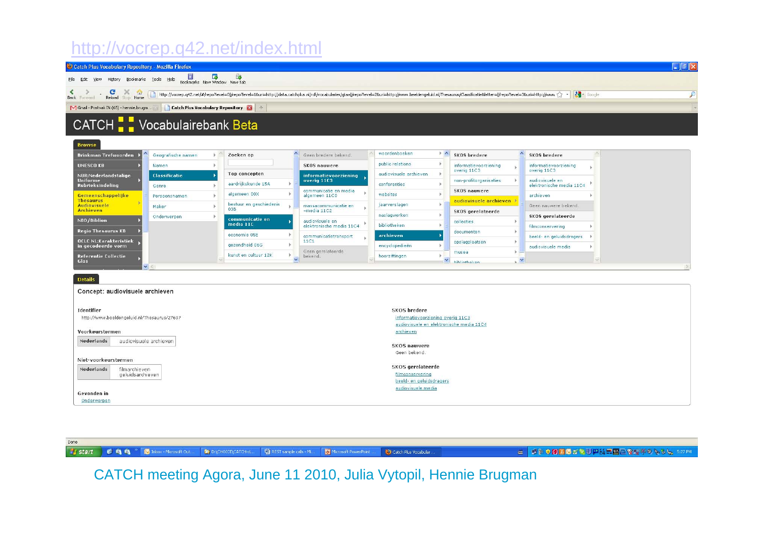http://vocrep.q42.net/index.html

CATCH Vocabulairebank Beta

**Browse**

**Details**

Concept: audiovisuele archieven

**Identifier**
http://www.beeldengeluid.nl/Thesaurus/27697

**Voorkeurstermen**

| Nederlands | audiovisuele archieven |
|---|---|

**Niet-voorkeurstermen**

| Nederlands | filmarchieven<br>geluidsarchieven |
|---|---|

**Gevonden in**
Onderwerpen

**SKOS breedere**
informatievoorziening overig 11C3
audiovisuele en elektronische media 11C4
archieven

**SKOS nauwere**
Geen bekend.

**SKOS gerelateerde**
filmconservering
beeld- en geluidsdragers
audiovisuele media

CATCH meeting Agora, June 11 2010, Julia Vytopil, Hennie Brugman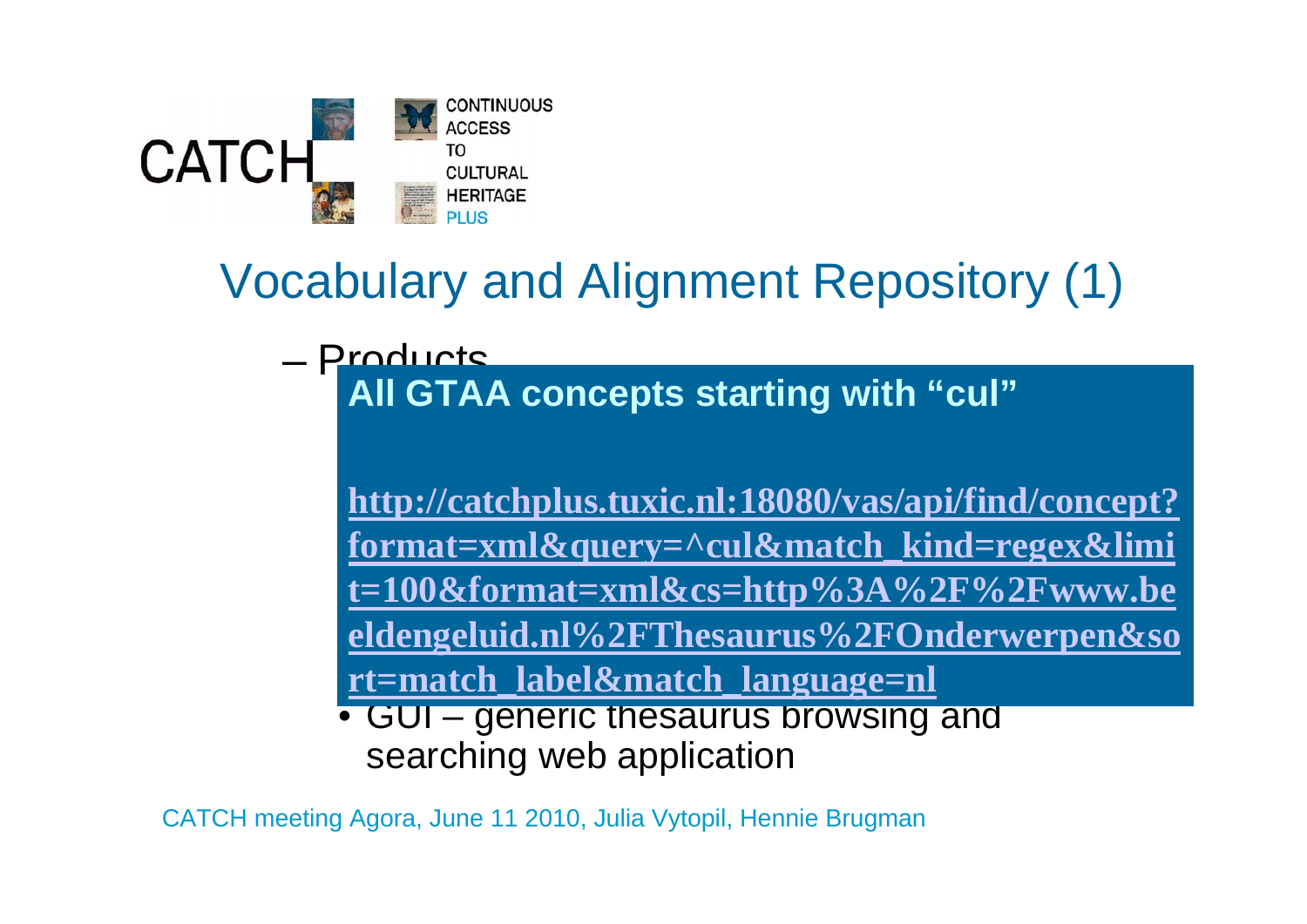CATCH

CONTINUOUS ACCESS TO CULTURAL HERITAGE PLUS

# Vocabulary and Alignment Repository (1)

– Products

**All GTAA concepts starting with “cul”**

**http://catchplus.tuxic.nl:18080/vas/api/find/concept?format=xml&query=^cul&match_kind=regex&limit=100&format=xml&cs=http%3A%2F%2Fwww.beeldengeluid.nl%2FThesaurus%2FOnderwerpen&sort=match_label&match_language=nl**

- GUI – generic thesaurus browsing and searching web application

CATCH meeting Agora, June 11 2010, Julia Vytopil, Hennie Brugman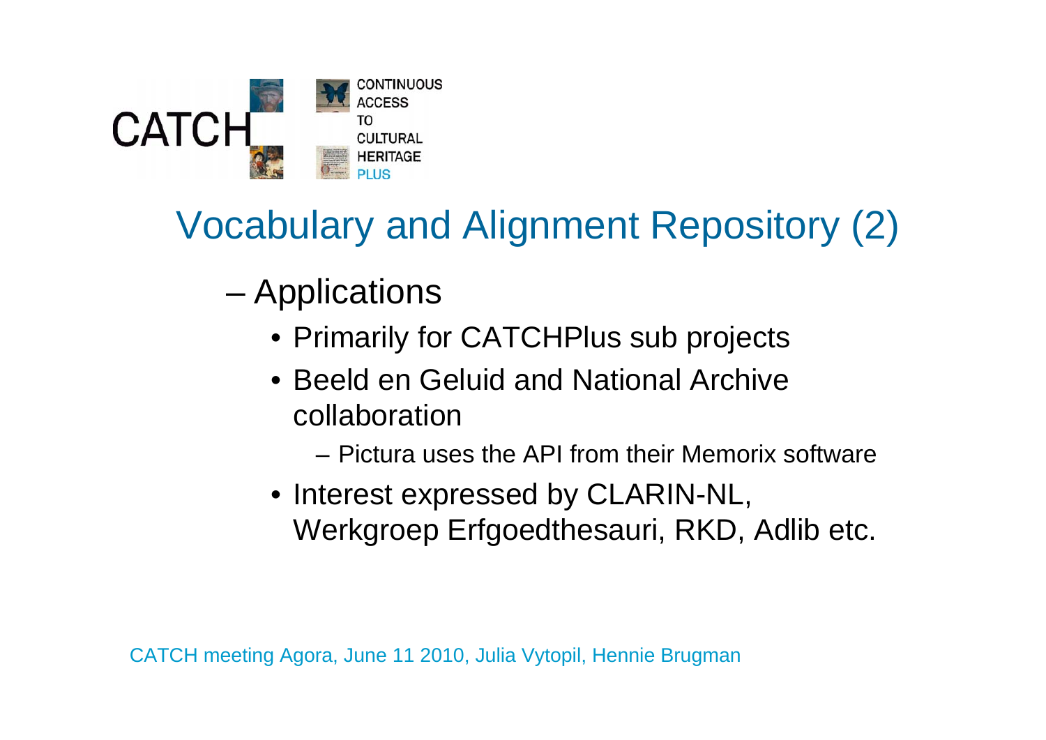# Vocabulary and Alignment Repository (2)

- Applications
  - Primarily for CATCHPlus sub projects
  - Beeld en Geluid and National Archive collaboration
    - Pictura uses the API from their Memorix software
  - Interest expressed by CLARIN-NL, Werkgroep Erfgoedthesauri, RKD, Adlib etc.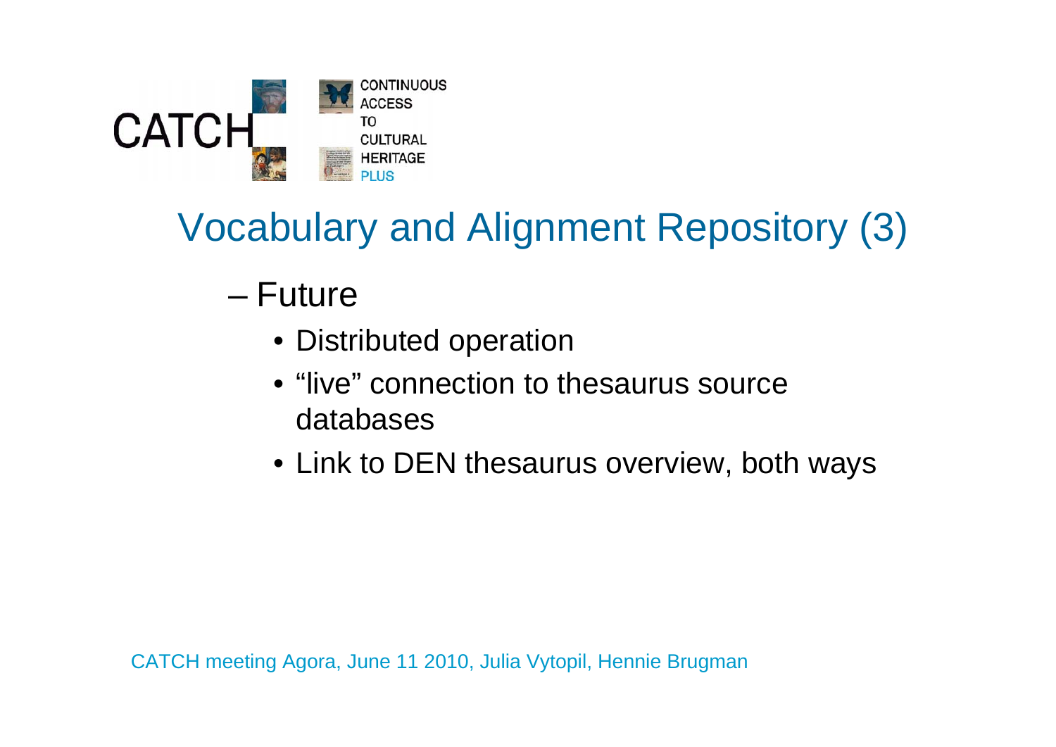CATCH – CONTINUOUS ACCESS TO CULTURAL HERITAGE PLUS

# Vocabulary and Alignment Repository (3)

– Future
  - Distributed operation
  - “live” connection to thesaurus source databases
  - Link to DEN thesaurus overview, both ways

CATCH meeting Agora, June 11 2010, Julia Vytopil, Hennie Brugman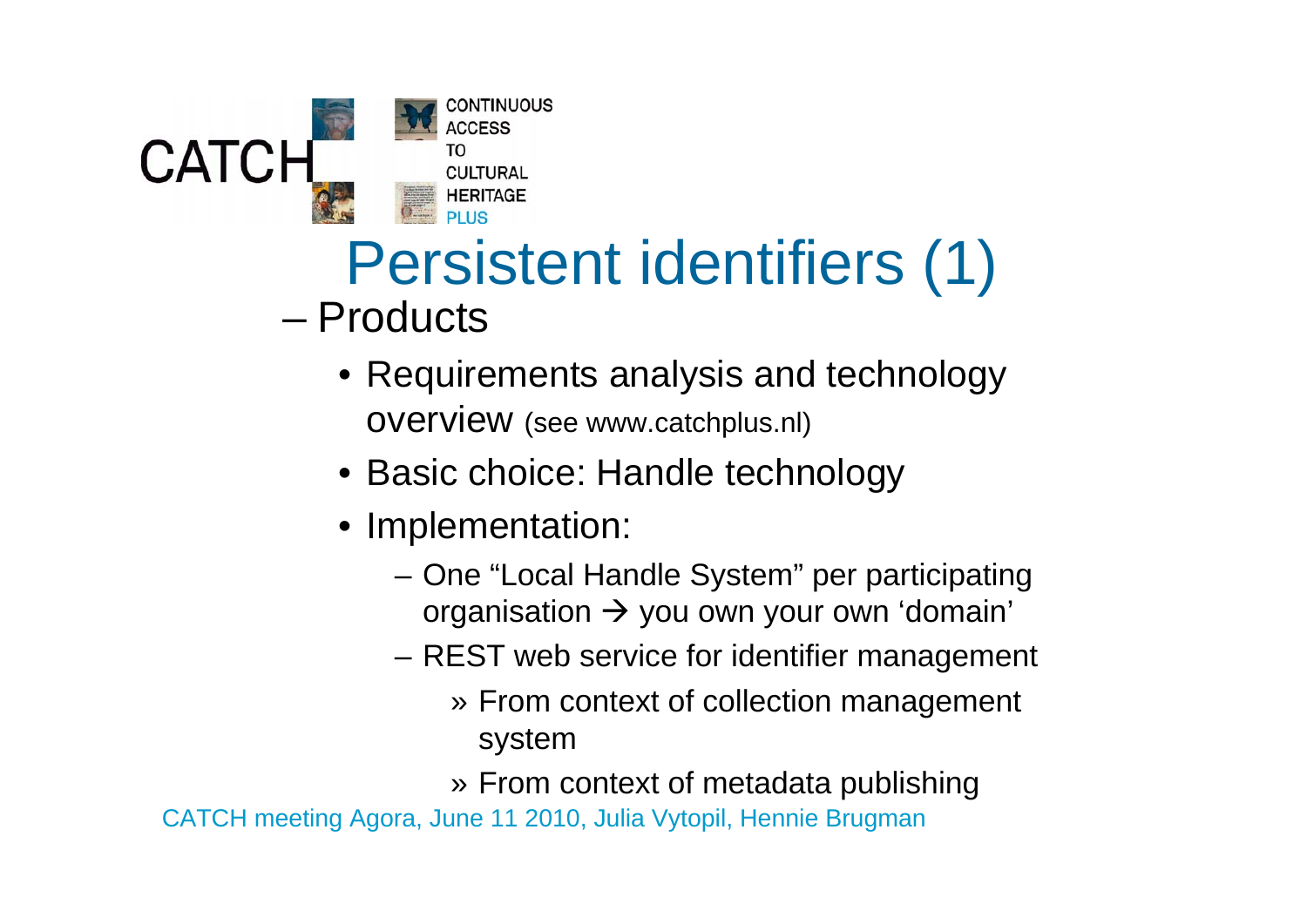# Persistent identifiers (1)

- Products
  - Requirements analysis and technology overview (see www.catchplus.nl)
  - Basic choice: Handle technology
  - Implementation:
    - One “Local Handle System” per participating organisation → you own your own ‘domain’
    - REST web service for identifier management
      - » From context of collection management system
      - » From context of metadata publishing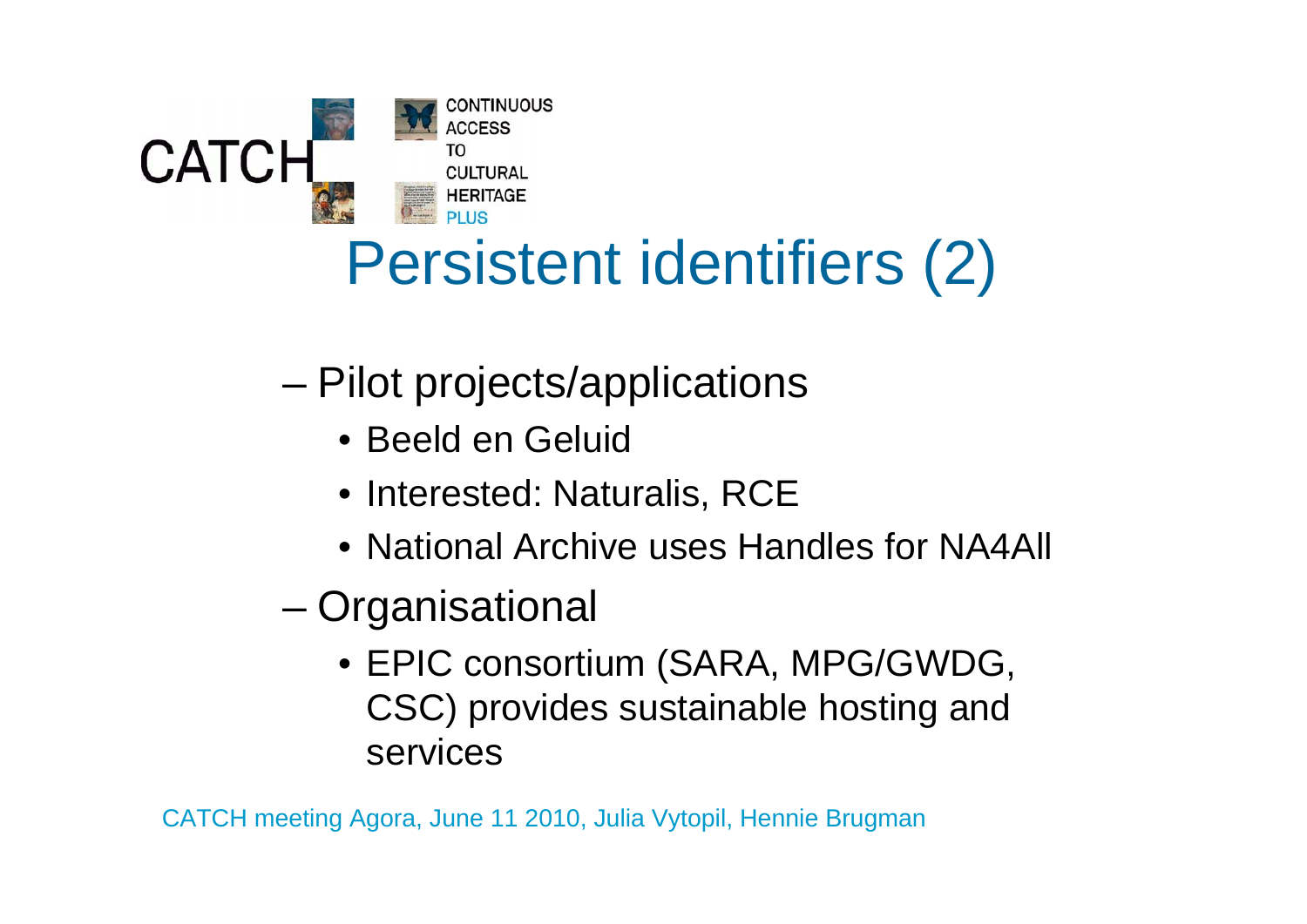# Persistent identifiers (2)

- Pilot projects/applications
  - Beeld en Geluid
  - Interested: Naturalis, RCE
  - National Archive uses Handles for NA4All
- Organisational
  - EPIC consortium (SARA, MPG/GWDG, CSC) provides sustainable hosting and services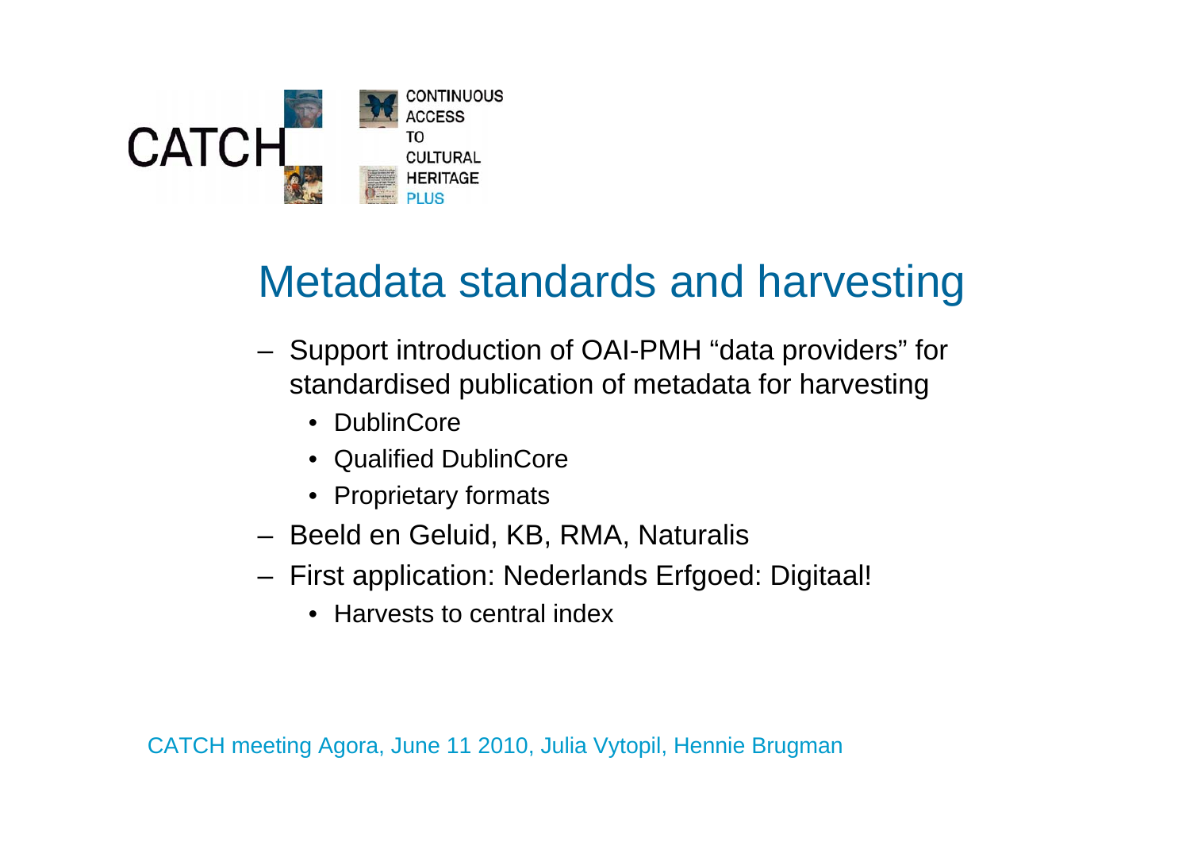# Metadata standards and harvesting

- Support introduction of OAI-PMH “data providers” for standardised publication of metadata for harvesting
  - DublinCore
  - Qualified DublinCore
  - Proprietary formats
- Beeld en Geluid, KB, RMA, Naturalis
- First application: Nederlands Erfgoed: Digitaal!
  - Harvests to central index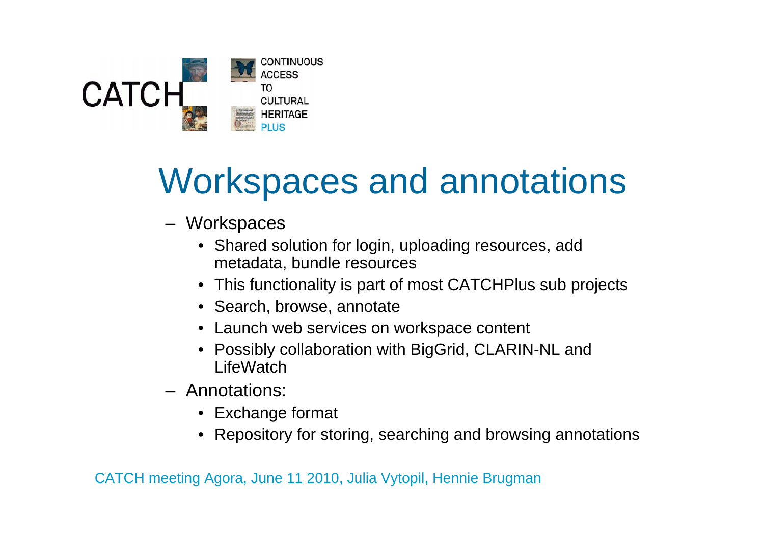# Workspaces and annotations

- Workspaces
  - Shared solution for login, uploading resources, add metadata, bundle resources
  - This functionality is part of most CATCHPlus sub projects
  - Search, browse, annotate
  - Launch web services on workspace content
  - Possibly collaboration with BigGrid, CLARIN-NL and LifeWatch
- Annotations:
  - Exchange format
  - Repository for storing, searching and browsing annotations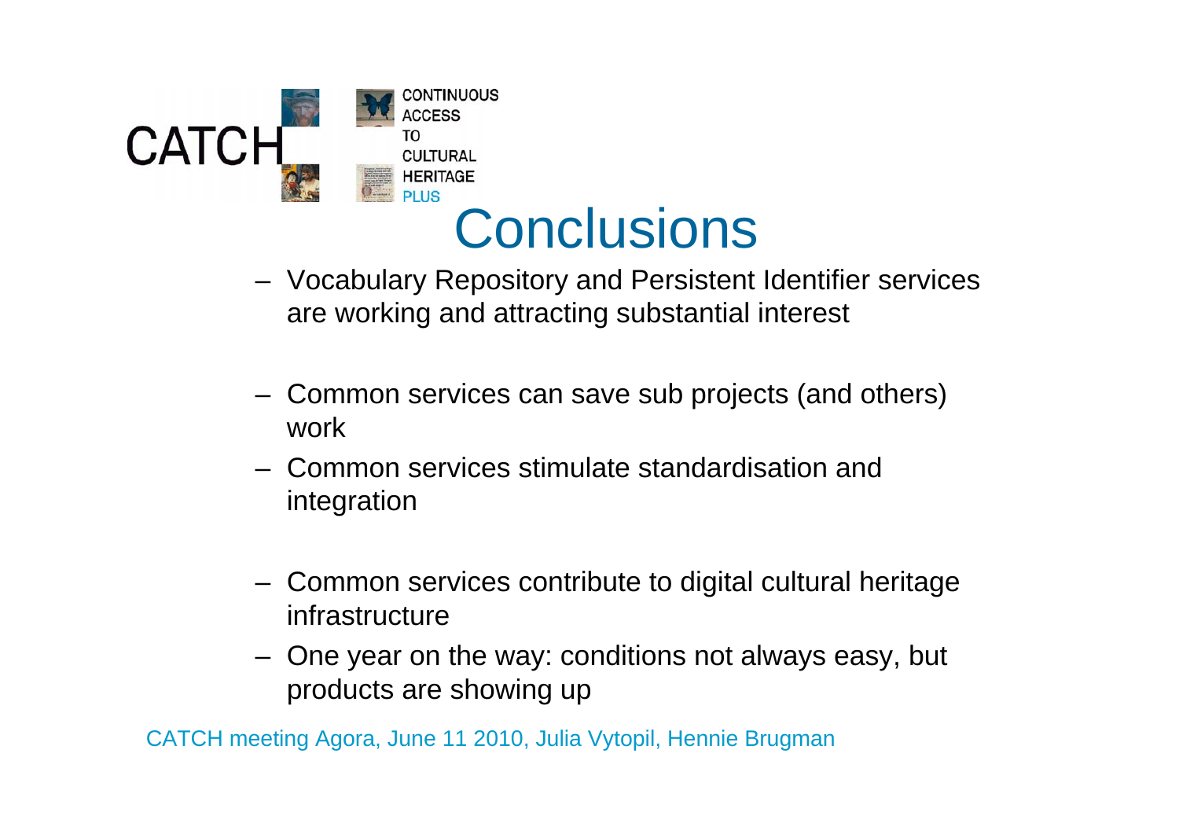CATCH CONTINUOUS ACCESS TO CULTURAL HERITAGE PLUS

# Conclusions

- Vocabulary Repository and Persistent Identifier services are working and attracting substantial interest

- Common services can save sub projects (and others) work
- Common services stimulate standardisation and integration

- Common services contribute to digital cultural heritage infrastructure
- One year on the way: conditions not always easy, but products are showing up

CATCH meeting Agora, June 11 2010, Julia Vytopil, Hennie Brugman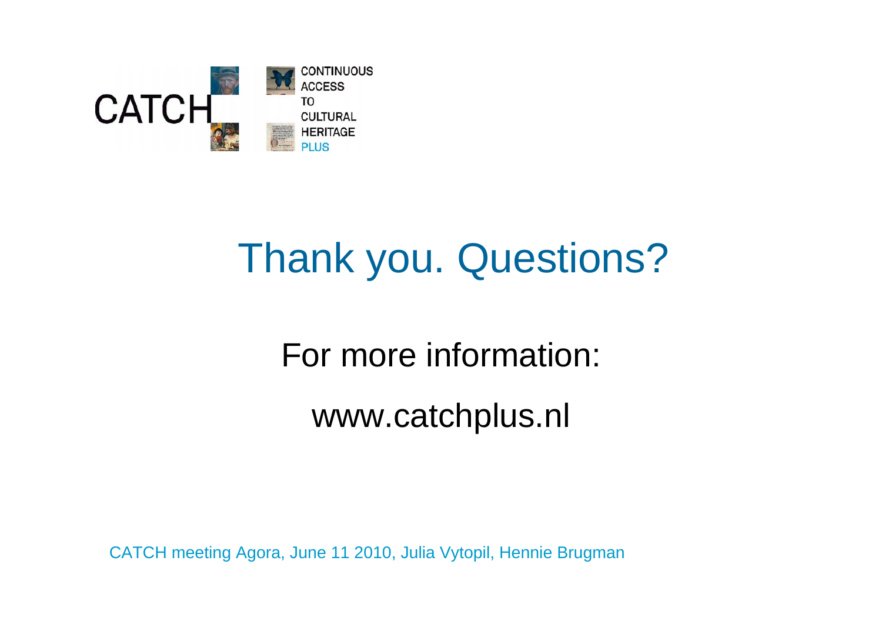CATCH

CONTINUOUS ACCESS TO CULTURAL HERITAGE PLUS

# Thank you. Questions?

For more information:

www.catchplus.nl

CATCH meeting Agora, June 11 2010, Julia Vytopil, Hennie Brugman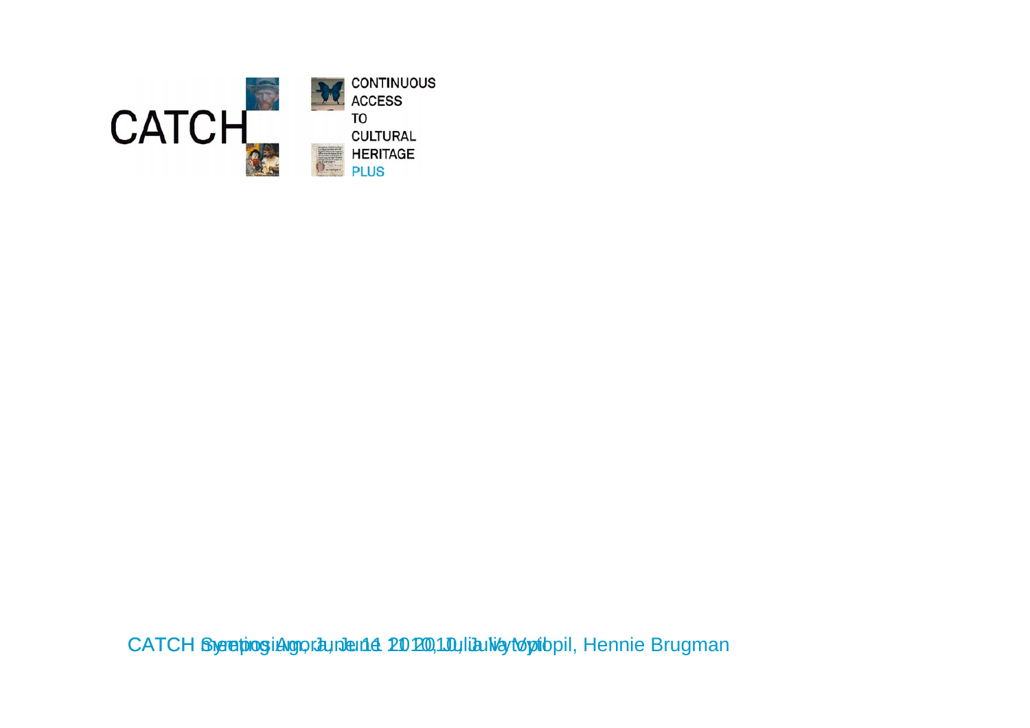CATCH

CONTINUOUS
ACCESS
TO
CULTURAL
HERITAGE
PLUS

CATCH Symposium, June 11 2010, Julia Noordegraaf / CATCH meeting Amsterdam, 1 July 2010, Lora Aroyo, Marieke van Erp, Hennie Brugman